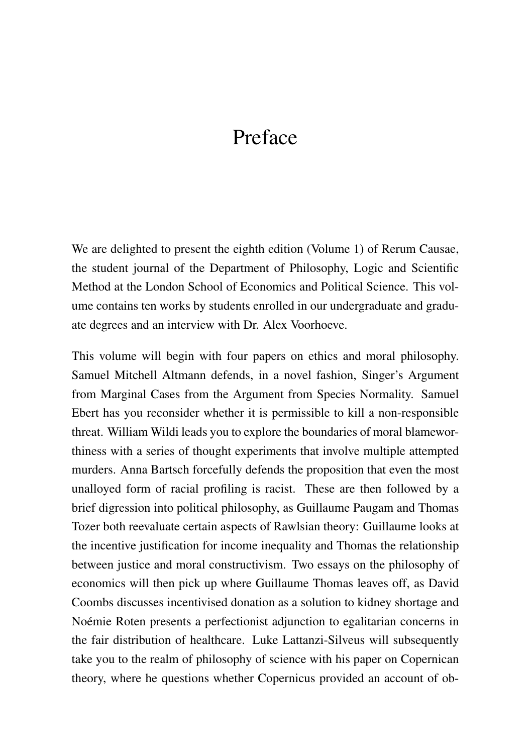# Preface

We are delighted to present the eighth edition (Volume 1) of Rerum Causae, the student journal of the Department of Philosophy, Logic and Scientific Method at the London School of Economics and Political Science. This volume contains ten works by students enrolled in our undergraduate and graduate degrees and an interview with Dr. Alex Voorhoeve.

This volume will begin with four papers on ethics and moral philosophy. Samuel Mitchell Altmann defends, in a novel fashion, Singer's Argument from Marginal Cases from the Argument from Species Normality. Samuel Ebert has you reconsider whether it is permissible to kill a non-responsible threat. William Wildi leads you to explore the boundaries of moral blameworthiness with a series of thought experiments that involve multiple attempted murders. Anna Bartsch forcefully defends the proposition that even the most unalloyed form of racial profiling is racist. These are then followed by a brief digression into political philosophy, as Guillaume Paugam and Thomas Tozer both reevaluate certain aspects of Rawlsian theory: Guillaume looks at the incentive justification for income inequality and Thomas the relationship between justice and moral constructivism. Two essays on the philosophy of economics will then pick up where Guillaume Thomas leaves off, as David Coombs discusses incentivised donation as a solution to kidney shortage and Noémie Roten presents a perfectionist adjunction to egalitarian concerns in the fair distribution of healthcare. Luke Lattanzi-Silveus will subsequently take you to the realm of philosophy of science with his paper on Copernican theory, where he questions whether Copernicus provided an account of ob-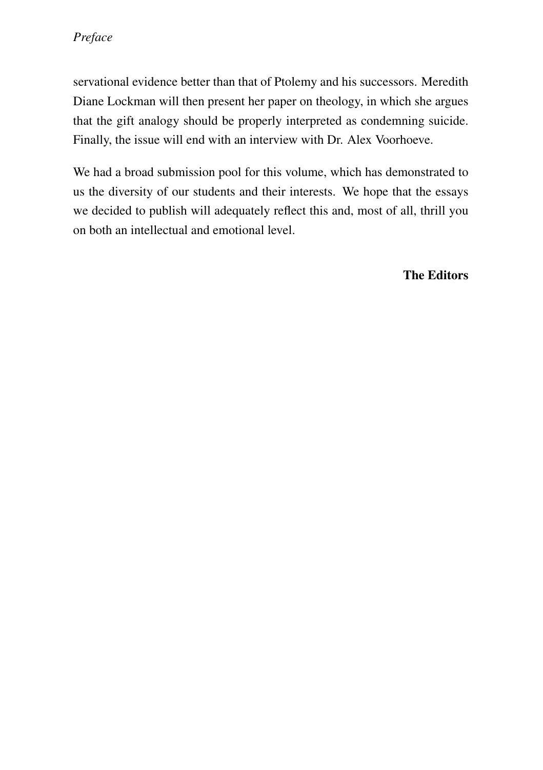servational evidence better than that of Ptolemy and his successors. Meredith Diane Lockman will then present her paper on theology, in which she argues that the gift analogy should be properly interpreted as condemning suicide. Finally, the issue will end with an interview with Dr. Alex Voorhoeve.

We had a broad submission pool for this volume, which has demonstrated to us the diversity of our students and their interests. We hope that the essays we decided to publish will adequately reflect this and, most of all, thrill you on both an intellectual and emotional level.

**The Editors**